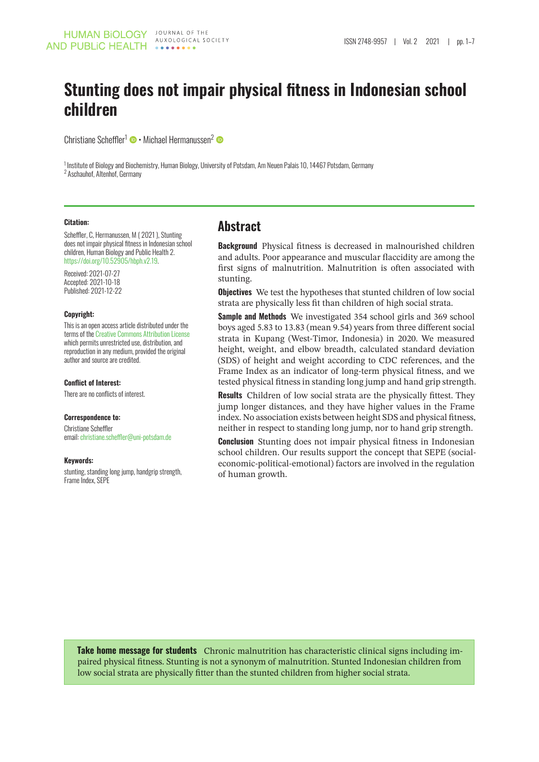# Stunting does not impair physical fitness in Indonesian school children

Christiane Scheffler[1] • Michael Hermanussen[2]

[1] Institute of Biology and Biochemistry, Human Biology, University of Potsdam, Am Neuen Palais 10, 14467 Potsdam, Germany
[2] Aschauhof, Altenhof, Germany

**Citation:**

Scheffler, C, Hermanussen, M ( 2021 ), Stunting does not impair physical fitness in Indonesian school children, Human Biology and Public Health 2. https://doi.org/10.52905/hbph.v2.19.

Received: 2021-07-27
Accepted: 2021-10-18
Published: 2021-12-22

**Copyright:**

This is an open access article distributed under the terms of the Creative Commons Attribution License which permits unrestricted use, distribution, and reproduction in any medium, provided the original author and source are credited.

**Conflict of Interest:**

There are no conflicts of interest.

**Correspondence to:**

Christiane Scheffler
email: christiane.scheffler@uni-potsdam.de

**Keywords:**

stunting, standing long jump, handgrip strength, Frame Index, SEPE

## Abstract

**Background** Physical fitness is decreased in malnourished children and adults. Poor appearance and muscular flaccidity are among the first signs of malnutrition. Malnutrition is often associated with stunting.

**Objectives** We test the hypotheses that stunted children of low social strata are physically less fit than children of high social strata.

**Sample and Methods** We investigated 354 school girls and 369 school boys aged 5.83 to 13.83 (mean 9.54) years from three different social strata in Kupang (West-Timor, Indonesia) in 2020. We measured height, weight, and elbow breadth, calculated standard deviation (SDS) of height and weight according to CDC references, and the Frame Index as an indicator of long-term physical fitness, and we tested physical fitness in standing long jump and hand grip strength.

**Results** Children of low social strata are the physically fittest. They jump longer distances, and they have higher values in the Frame index. No association exists between height SDS and physical fitness, neither in respect to standing long jump, nor to hand grip strength.

**Conclusion** Stunting does not impair physical fitness in Indonesian school children. Our results support the concept that SEPE (social-economic-political-emotional) factors are involved in the regulation of human growth.

**Take home message for students** Chronic malnutrition has characteristic clinical signs including impaired physical fitness. Stunting is not a synonym of malnutrition. Stunted Indonesian children from low social strata are physically fitter than the stunted children from higher social strata.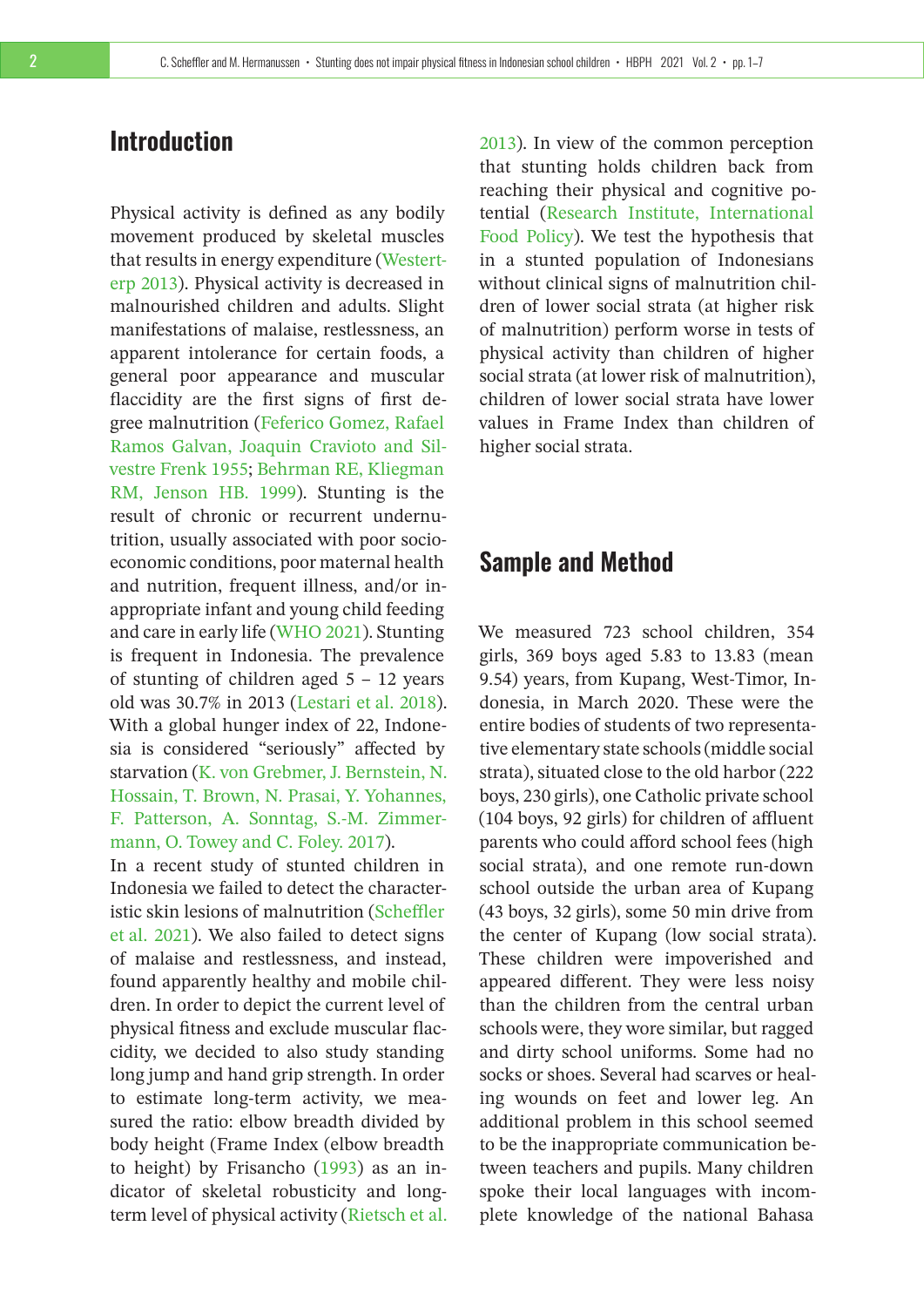## Introduction

Physical activity is defined as any bodily movement produced by skeletal muscles that results in energy expenditure (Westerterp 2013). Physical activity is decreased in malnourished children and adults. Slight manifestations of malaise, restlessness, an apparent intolerance for certain foods, a general poor appearance and muscular flaccidity are the first signs of first degree malnutrition (Feferico Gomez, Rafael Ramos Galvan, Joaquin Cravioto and Silvestre Frenk 1955; Behrman RE, Kliegman RM, Jenson HB. 1999). Stunting is the result of chronic or recurrent undernutrition, usually associated with poor socioeconomic conditions, poor maternal health and nutrition, frequent illness, and/or inappropriate infant and young child feeding and care in early life (WHO 2021). Stunting is frequent in Indonesia. The prevalence of stunting of children aged 5 – 12 years old was 30.7% in 2013 (Lestari et al. 2018). With a global hunger index of 22, Indonesia is considered "seriously" affected by starvation (K. von Grebmer, J. Bernstein, N. Hossain, T. Brown, N. Prasai, Y. Yohannes, F. Patterson, A. Sonntag, S.-M. Zimmermann, O. Towey and C. Foley. 2017).

In a recent study of stunted children in Indonesia we failed to detect the characteristic skin lesions of malnutrition (Scheffler et al. 2021). We also failed to detect signs of malaise and restlessness, and instead, found apparently healthy and mobile children. In order to depict the current level of physical fitness and exclude muscular flaccidity, we decided to also study standing long jump and hand grip strength. In order to estimate long-term activity, we measured the ratio: elbow breadth divided by body height (Frame Index (elbow breadth to height) by Frisancho (1993) as an indicator of skeletal robusticity and long-term level of physical activity (Rietsch et al. 2013). In view of the common perception that stunting holds children back from reaching their physical and cognitive potential (Research Institute, International Food Policy). We test the hypothesis that in a stunted population of Indonesians without clinical signs of malnutrition children of lower social strata (at higher risk of malnutrition) perform worse in tests of physical activity than children of higher social strata (at lower risk of malnutrition), children of lower social strata have lower values in Frame Index than children of higher social strata.

## Sample and Method

We measured 723 school children, 354 girls, 369 boys aged 5.83 to 13.83 (mean 9.54) years, from Kupang, West-Timor, Indonesia, in March 2020. These were the entire bodies of students of two representative elementary state schools (middle social strata), situated close to the old harbor (222 boys, 230 girls), one Catholic private school (104 boys, 92 girls) for children of affluent parents who could afford school fees (high social strata), and one remote run-down school outside the urban area of Kupang (43 boys, 32 girls), some 50 min drive from the center of Kupang (low social strata). These children were impoverished and appeared different. They were less noisy than the children from the central urban schools were, they wore similar, but ragged and dirty school uniforms. Some had no socks or shoes. Several had scarves or healing wounds on feet and lower leg. An additional problem in this school seemed to be the inappropriate communication between teachers and pupils. Many children spoke their local languages with incomplete knowledge of the national Bahasa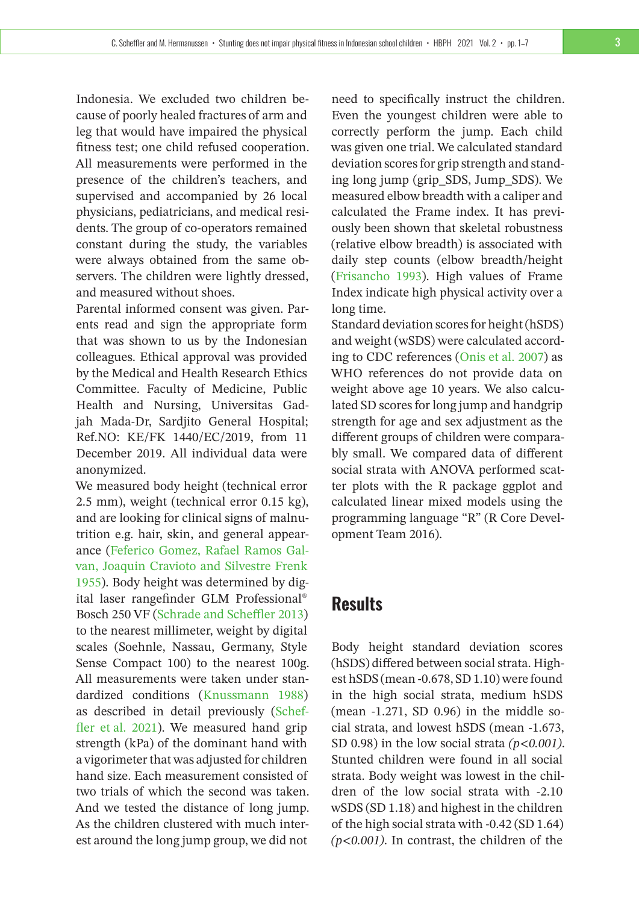Indonesia. We excluded two children because of poorly healed fractures of arm and leg that would have impaired the physical fitness test; one child refused cooperation. All measurements were performed in the presence of the children's teachers, and supervised and accompanied by 26 local physicians, pediatricians, and medical residents. The group of co-operators remained constant during the study, the variables were always obtained from the same observers. The children were lightly dressed, and measured without shoes.

Parental informed consent was given. Parents read and sign the appropriate form that was shown to us by the Indonesian colleagues. Ethical approval was provided by the Medical and Health Research Ethics Committee. Faculty of Medicine, Public Health and Nursing, Universitas Gadjah Mada-Dr, Sardjito General Hospital; Ref.NO: KE/FK 1440/EC/2019, from 11 December 2019. All individual data were anonymized.

We measured body height (technical error 2.5 mm), weight (technical error 0.15 kg), and are looking for clinical signs of malnutrition e.g. hair, skin, and general appearance (Feferico Gomez, Rafael Ramos Galvan, Joaquin Cravioto and Silvestre Frenk 1955). Body height was determined by digital laser rangefinder GLM Professional® Bosch 250 VF (Schrade and Scheffler 2013) to the nearest millimeter, weight by digital scales (Soehnle, Nassau, Germany, Style Sense Compact 100) to the nearest 100g. All measurements were taken under standardized conditions (Knussmann 1988) as described in detail previously (Scheffler et al. 2021). We measured hand grip strength (kPa) of the dominant hand with a vigorimeter that was adjusted for children hand size. Each measurement consisted of two trials of which the second was taken. And we tested the distance of long jump. As the children clustered with much interest around the long jump group, we did not need to specifically instruct the children. Even the youngest children were able to correctly perform the jump. Each child was given one trial. We calculated standard deviation scores for grip strength and standing long jump (grip_SDS, Jump_SDS). We measured elbow breadth with a caliper and calculated the Frame index. It has previously been shown that skeletal robustness (relative elbow breadth) is associated with daily step counts (elbow breadth/height (Frisancho 1993). High values of Frame Index indicate high physical activity over a long time.

Standard deviation scores for height (hSDS) and weight (wSDS) were calculated according to CDC references (Onis et al. 2007) as WHO references do not provide data on weight above age 10 years. We also calculated SD scores for long jump and handgrip strength for age and sex adjustment as the different groups of children were comparably small. We compared data of different social strata with ANOVA performed scatter plots with the R package ggplot and calculated linear mixed models using the programming language "R" (R Core Development Team 2016).

## Results

Body height standard deviation scores (hSDS) differed between social strata. Highest hSDS (mean -0.678, SD 1.10) were found in the high social strata, medium hSDS (mean -1.271, SD 0.96) in the middle social strata, and lowest hSDS (mean -1.673, SD 0.98) in the low social strata *($p<0.001$)*. Stunted children were found in all social strata. Body weight was lowest in the children of the low social strata with -2.10 wSDS (SD 1.18) and highest in the children of the high social strata with -0.42 (SD 1.64) *($p<0.001$)*. In contrast, the children of the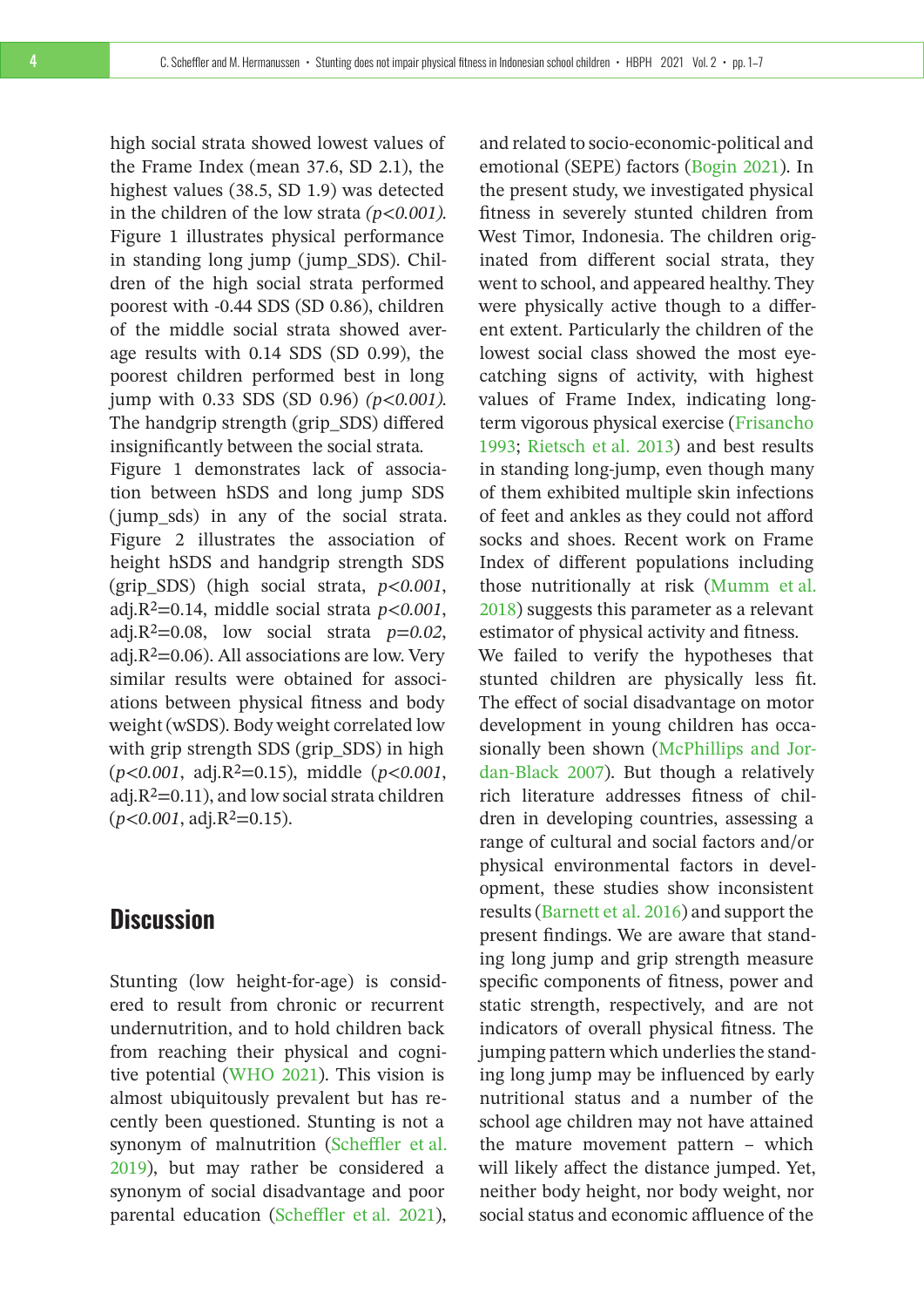high social strata showed lowest values of the Frame Index (mean 37.6, SD 2.1), the highest values (38.5, SD 1.9) was detected in the children of the low strata *($p<0.001$)*. Figure 1 illustrates physical performance in standing long jump (jump_SDS). Children of the high social strata performed poorest with -0.44 SDS (SD 0.86), children of the middle social strata showed average results with 0.14 SDS (SD 0.99), the poorest children performed best in long jump with 0.33 SDS (SD 0.96) *($p<0.001$)*. The handgrip strength (grip_SDS) differed insignificantly between the social strata.

Figure 1 demonstrates lack of association between hSDS and long jump SDS (jump_sds) in any of the social strata. Figure 2 illustrates the association of height hSDS and handgrip strength SDS (grip_SDS) (high social strata, $p<0.001$, adj.$R^2=0.14$, middle social strata $p<0.001$, adj.$R^2=0.08$, low social strata $p=0.02$, adj.$R^2=0.06$). All associations are low. Very similar results were obtained for associations between physical fitness and body weight (wSDS). Body weight correlated low with grip strength SDS (grip_SDS) in high ($p<0.001$, adj.$R^2=0.15$), middle ($p<0.001$, adj.$R^2=0.11$), and low social strata children ($p<0.001$, adj.$R^2=0.15$).

## Discussion

Stunting (low height-for-age) is considered to result from chronic or recurrent undernutrition, and to hold children back from reaching their physical and cognitive potential (WHO 2021). This vision is almost ubiquitously prevalent but has recently been questioned. Stunting is not a synonym of malnutrition (Scheffler et al. 2019), but may rather be considered a synonym of social disadvantage and poor parental education (Scheffler et al. 2021), and related to socio-economic-political and emotional (SEPE) factors (Bogin 2021). In the present study, we investigated physical fitness in severely stunted children from West Timor, Indonesia. The children originated from different social strata, they went to school, and appeared healthy. They were physically active though to a different extent. Particularly the children of the lowest social class showed the most eye-catching signs of activity, with highest values of Frame Index, indicating long-term vigorous physical exercise (Frisancho 1993; Rietsch et al. 2013) and best results in standing long-jump, even though many of them exhibited multiple skin infections of feet and ankles as they could not afford socks and shoes. Recent work on Frame Index of different populations including those nutritionally at risk (Mumm et al. 2018) suggests this parameter as a relevant estimator of physical activity and fitness.

We failed to verify the hypotheses that stunted children are physically less fit. The effect of social disadvantage on motor development in young children has occasionally been shown (McPhillips and Jordan-Black 2007). But though a relatively rich literature addresses fitness of children in developing countries, assessing a range of cultural and social factors and/or physical environmental factors in development, these studies show inconsistent results (Barnett et al. 2016) and support the present findings. We are aware that standing long jump and grip strength measure specific components of fitness, power and static strength, respectively, and are not indicators of overall physical fitness. The jumping pattern which underlies the standing long jump may be influenced by early nutritional status and a number of the school age children may not have attained the mature movement pattern – which will likely affect the distance jumped. Yet, neither body height, nor body weight, nor social status and economic affluence of the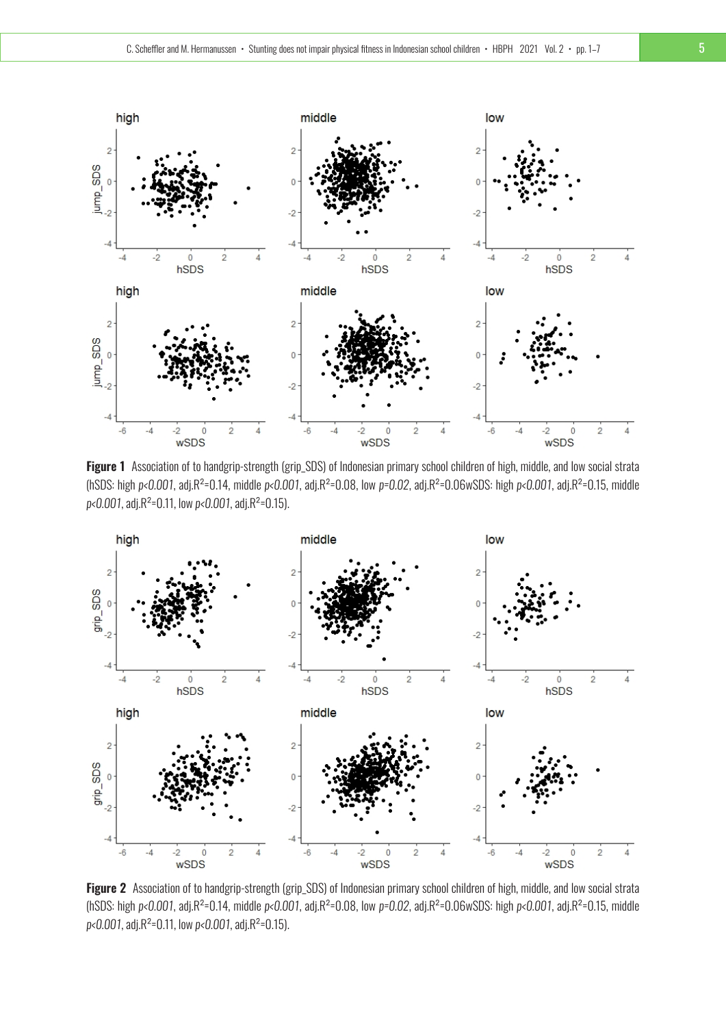**Figure 1** Association of to handgrip-strength (grip_SDS) of Indonesian primary school children of high, middle, and low social strata (hSDS: high *p<0.001*, adj.$R^2$=0.14, middle *p<0.001*, adj.$R^2$=0.08, low *p=0.02*, adj.$R^2$=0.06wSDS: high *p<0.001*, adj.$R^2$=0.15, middle *p<0.001*, adj.$R^2$=0.11, low *p<0.001*, adj.$R^2$=0.15).

**Figure 2** Association of to handgrip-strength (grip_SDS) of Indonesian primary school children of high, middle, and low social strata (hSDS: high *p<0.001*, adj.$R^2$=0.14, middle *p<0.001*, adj.$R^2$=0.08, low *p=0.02*, adj.$R^2$=0.06wSDS: high *p<0.001*, adj.$R^2$=0.15, middle *p<0.001*, adj.$R^2$=0.11, low *p<0.001*, adj.$R^2$=0.15).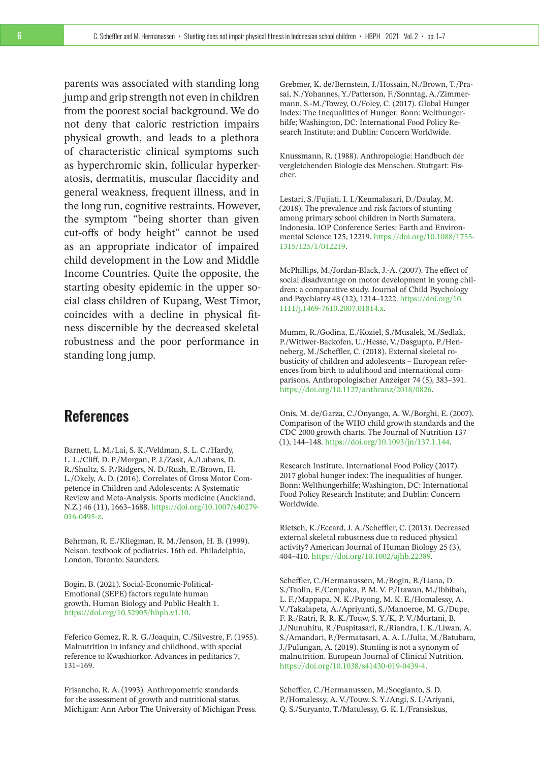parents was associated with standing long jump and grip strength not even in children from the poorest social background. We do not deny that caloric restriction impairs physical growth, and leads to a plethora of characteristic clinical symptoms such as hyperchromic skin, follicular hyperkeratosis, dermatitis, muscular flaccidity and general weakness, frequent illness, and in the long run, cognitive restraints. However, the symptom "being shorter than given cut-offs of body height" cannot be used as an appropriate indicator of impaired child development in the Low and Middle Income Countries. Quite the opposite, the starting obesity epidemic in the upper social class children of Kupang, West Timor, coincides with a decline in physical fitness discernible by the decreased skeletal robustness and the poor performance in standing long jump.

## References

Barnett, L. M./Lai, S. K./Veldman, S. L. C./Hardy, L. L./Cliff, D. P./Morgan, P. J./Zask, A./Lubans, D. R./Shultz, S. P./Ridgers, N. D./Rush, E./Brown, H. L./Okely, A. D. (2016). Correlates of Gross Motor Competence in Children and Adolescents: A Systematic Review and Meta-Analysis. Sports medicine (Auckland, N.Z.) 46 (11), 1663–1688. https://doi.org/10.1007/s40279-016-0495-z.

Behrman, R. E./Kliegman, R. M./Jenson, H. B. (1999). Nelson. textbook of pediatrics. 16th ed. Philadelphia, London, Toronto: Saunders.

Bogin, B. (2021). Social-Economic-Political-Emotional (SEPE) factors regulate human growth. Human Biology and Public Health 1. https://doi.org/10.52905/hbph.v1.10.

Feferico Gomez, R. R. G./Joaquin, C./Silvestre, F. (1955). Malnutrition in infancy and childhood, with special reference to Kwashiorkor. Advances in peditarics 7, 131–169.

Frisancho, R. A. (1993). Anthropometric standards for the assessment of growth and nutritional status. Michigan: Ann Arbor The University of Michigan Press.

Grebmer, K. de/Bernstein, J./Hossain, N./Brown, T./Prasai, N./Yohannes, Y./Patterson, F./Sonntag, A./Zimmermann, S.-M./Towey, O./Foley, C. (2017). Global Hunger Index: The Inequalities of Hunger. Bonn: Welthungerhilfe; Washington, DC: International Food Policy Research Institute; and Dublin: Concern Worldwide.

Knussmann, R. (1988). Anthropologie: Handbuch der vergleichenden Biologie des Menschen. Stuttgart: Fischer.

Lestari, S./Fujiati, I. I./Keumalasari, D./Daulay, M. (2018). The prevalence and risk factors of stunting among primary school children in North Sumatera, Indonesia. IOP Conference Series: Earth and Environmental Science 125, 12219. https://doi.org/10.1088/1755-1315/125/1/012219.

McPhillips, M./Jordan-Black, J.-A. (2007). The effect of social disadvantage on motor development in young children: a comparative study. Journal of Child Psychology and Psychiatry 48 (12), 1214–1222. https://doi.org/10.1111/j.1469-7610.2007.01814.x.

Mumm, R./Godina, E./Koziel, S./Musalek, M./Sedlak, P./Wittwer-Backofen, U./Hesse, V./Dasgupta, P./Henneberg, M./Scheffler, C. (2018). External skeletal robusticity of children and adolescents – European references from birth to adulthood and international comparisons. Anthropologischer Anzeiger 74 (5), 383–391. https://doi.org/10.1127/anthranz/2018/0826.

Onis, M. de/Garza, C./Onyango, A. W./Borghi, E. (2007). Comparison of the WHO child growth standards and the CDC 2000 growth charts. The Journal of Nutrition 137 (1), 144–148. https://doi.org/10.1093/jn/137.1.144.

Research Institute, International Food Policy (2017). 2017 global hunger index: The inequalities of hunger. Bonn: Welthungerhilfe; Washington, DC: International Food Policy Research Institute; and Dublin: Concern Worldwide.

Rietsch, K./Eccard, J. A./Scheffler, C. (2013). Decreased external skeletal robustness due to reduced physical activity? American Journal of Human Biology 25 (3), 404–410. https://doi.org/10.1002/ajhb.22389.

Scheffler, C./Hermanussen, M./Bogin, B./Liana, D. S./Taolin, F./Cempaka, P. M. V. P./Irawan, M./Ibbibah, L. F./Mappapa, N. K./Payong, M. K. E./Homalessy, A. V./Takalapeta, A./Apriyanti, S./Manoeroe, M. G./Dupe, F. R./Ratri, R. R. K./Touw, S. Y./K, P. V./Murtani, B. J./Nunuhitu, R./Puspitasari, R./Riandra, I. K./Liwan, A. S./Amandari, P./Permatasari, A. A. I./Julia, M./Batubara, J./Pulungan, A. (2019). Stunting is not a synonym of malnutrition. European Journal of Clinical Nutrition. https://doi.org/10.1038/s41430-019-0439-4.

Scheffler, C./Hermanussen, M./Soegianto, S. D. P./Homalessy, A. V./Touw, S. Y./Angi, S. I./Ariyani, Q. S./Suryanto, T./Matulessy, G. K. I./Fransiskus,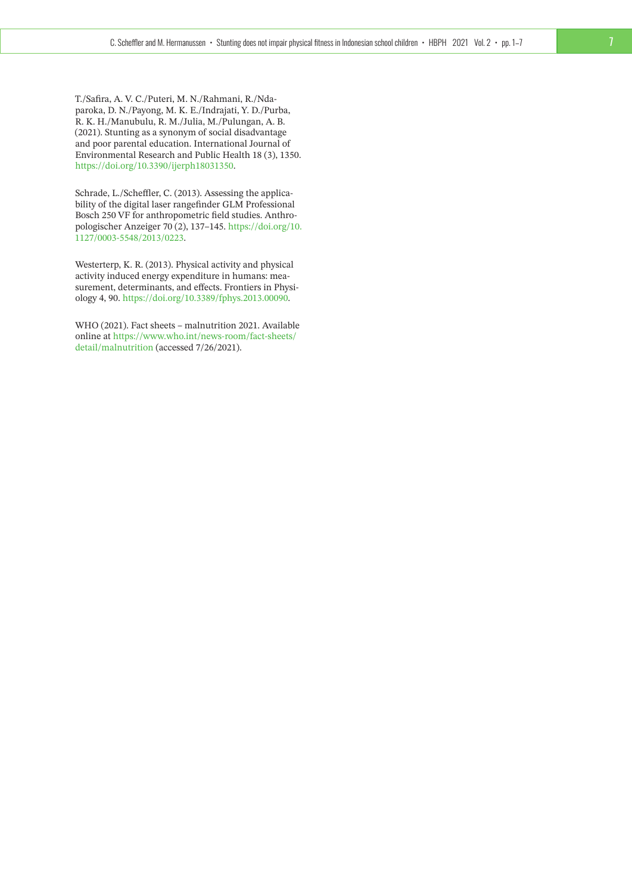T./Safira, A. V. C./Puteri, M. N./Rahmani, R./Ndaparoka, D. N./Payong, M. K. E./Indrajati, Y. D./Purba, R. K. H./Manubulu, R. M./Julia, M./Pulungan, A. B. (2021). Stunting as a synonym of social disadvantage and poor parental education. International Journal of Environmental Research and Public Health 18 (3), 1350. https://doi.org/10.3390/ijerph18031350.

Schrade, L./Scheffler, C. (2013). Assessing the applicability of the digital laser rangefinder GLM Professional Bosch 250 VF for anthropometric field studies. Anthropologischer Anzeiger 70 (2), 137–145. https://doi.org/10.1127/0003-5548/2013/0223.

Westerterp, K. R. (2013). Physical activity and physical activity induced energy expenditure in humans: measurement, determinants, and effects. Frontiers in Physiology 4, 90. https://doi.org/10.3389/fphys.2013.00090.

WHO (2021). Fact sheets – malnutrition 2021. Available online at https://www.who.int/news-room/fact-sheets/detail/malnutrition (accessed 7/26/2021).